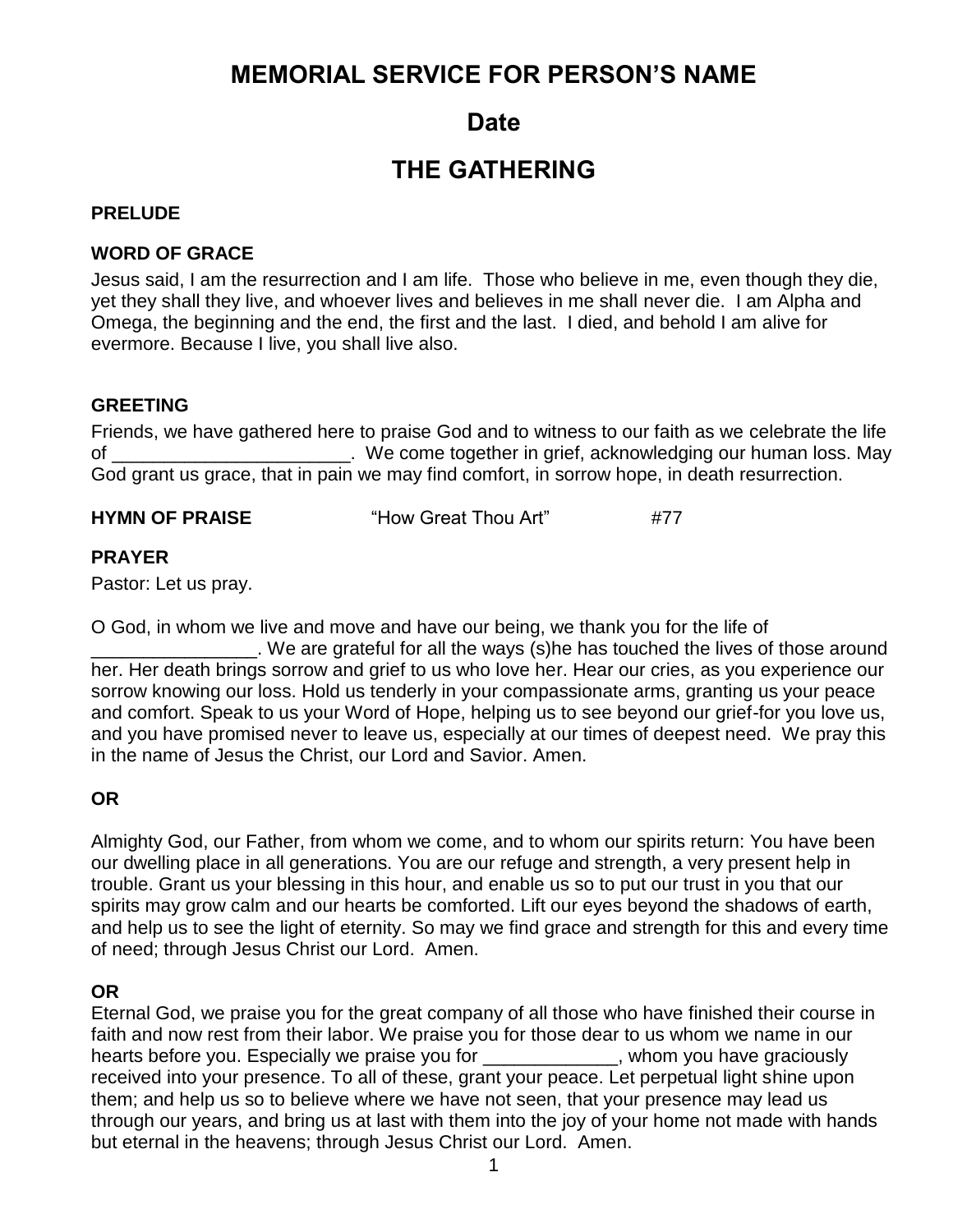# MEMORIAL SERVICE FOR PERSON'S NAME

## Date

## THE GATHERING

**PRELUDE**

**WORD OF GRACE**

Jesus said, I am the resurrection and I am life. Those who believe in me, even though they die, yet they shall they live, and whoever lives and believes in me shall never die. I am Alpha and Omega, the beginning and the end, the first and the last. I died, and behold I am alive for evermore. Because I live, you shall live also.

**GREETING**

Friends, we have gathered here to praise God and to witness to our faith as we celebrate the life of _______________________. We come together in grief, acknowledging our human loss. May God grant us grace, that in pain we may find comfort, in sorrow hope, in death resurrection.

**HYMN OF PRAISE** "How Great Thou Art" #77

**PRAYER**

Pastor: Let us pray.

O God, in whom we live and move and have our being, we thank you for the life of ________________. We are grateful for all the ways (s)he has touched the lives of those around her. Her death brings sorrow and grief to us who love her. Hear our cries, as you experience our sorrow knowing our loss. Hold us tenderly in your compassionate arms, granting us your peace and comfort. Speak to us your Word of Hope, helping us to see beyond our grief-for you love us, and you have promised never to leave us, especially at our times of deepest need. We pray this in the name of Jesus the Christ, our Lord and Savior. Amen.

**OR**

Almighty God, our Father, from whom we come, and to whom our spirits return: You have been our dwelling place in all generations. You are our refuge and strength, a very present help in trouble. Grant us your blessing in this hour, and enable us so to put our trust in you that our spirits may grow calm and our hearts be comforted. Lift our eyes beyond the shadows of earth, and help us to see the light of eternity. So may we find grace and strength for this and every time of need; through Jesus Christ our Lord. Amen.

**OR**

Eternal God, we praise you for the great company of all those who have finished their course in faith and now rest from their labor. We praise you for those dear to us whom we name in our hearts before you. Especially we praise you for _____________, whom you have graciously received into your presence. To all of these, grant your peace. Let perpetual light shine upon them; and help us so to believe where we have not seen, that your presence may lead us through our years, and bring us at last with them into the joy of your home not made with hands but eternal in the heavens; through Jesus Christ our Lord. Amen.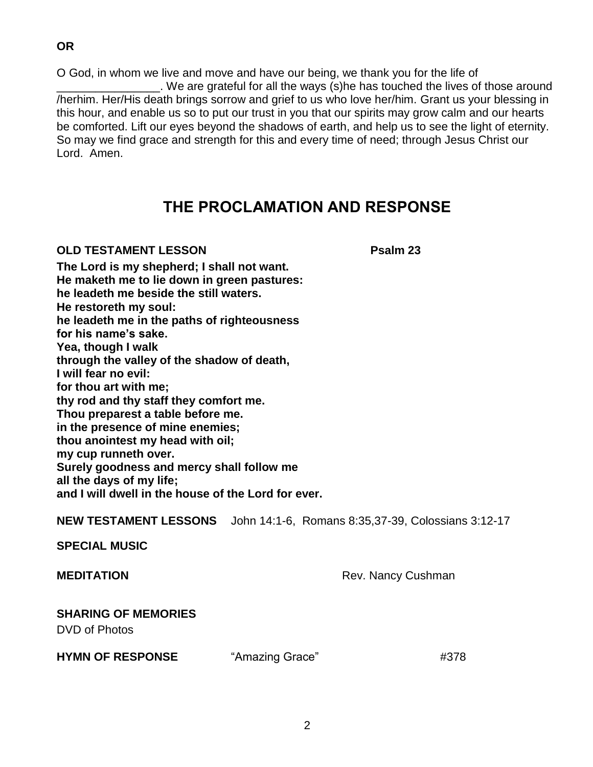**OR**

O God, in whom we live and move and have our being, we thank you for the life of \_\_\_\_\_\_\_\_\_\_\_\_\_\_\_\_. We are grateful for all the ways (s)he has touched the lives of those around /herhim. Her/His death brings sorrow and grief to us who love her/him. Grant us your blessing in this hour, and enable us so to put our trust in you that our spirits may grow calm and our hearts be comforted. Lift our eyes beyond the shadows of earth, and help us to see the light of eternity. So may we find grace and strength for this and every time of need; through Jesus Christ our Lord. Amen.

## THE PROCLAMATION AND RESPONSE

**OLD TESTAMENT LESSON** **Psalm 23**

**The Lord is my shepherd; I shall not want.**
**He maketh me to lie down in green pastures:**
**he leadeth me beside the still waters.**
**He restoreth my soul:**
**he leadeth me in the paths of righteousness**
**for his name's sake.**
**Yea, though I walk**
**through the valley of the shadow of death,**
**I will fear no evil:**
**for thou art with me;**
**thy rod and thy staff they comfort me.**
**Thou preparest a table before me.**
**in the presence of mine enemies;**
**thou anointest my head with oil;**
**my cup runneth over.**
**Surely goodness and mercy shall follow me**
**all the days of my life;**
**and I will dwell in the house of the Lord for ever.**

**NEW TESTAMENT LESSONS** John 14:1-6, Romans 8:35,37-39, Colossians 3:12-17

**SPECIAL MUSIC**

**MEDITATION** Rev. Nancy Cushman

**SHARING OF MEMORIES**
DVD of Photos

**HYMN OF RESPONSE** "Amazing Grace" #378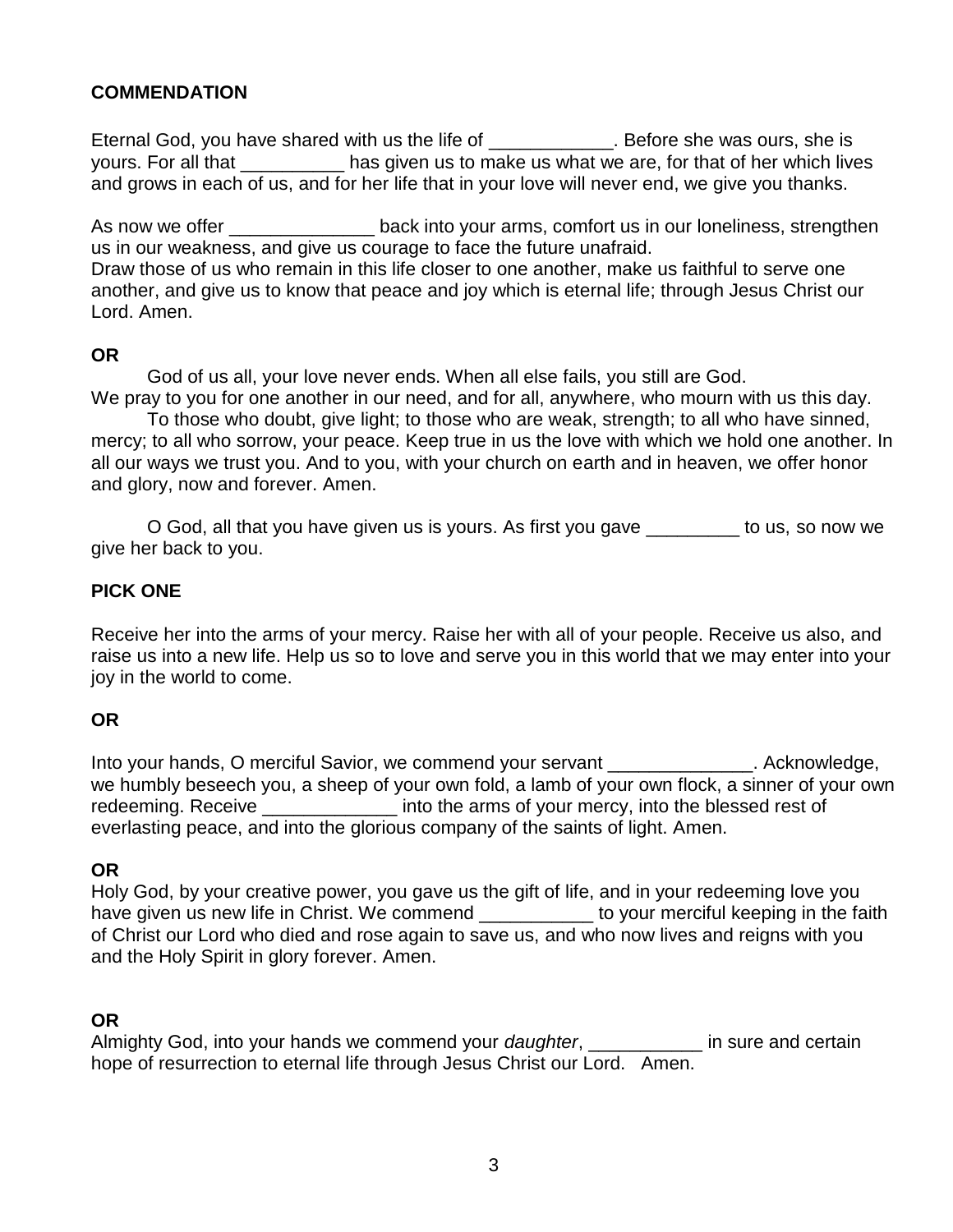**COMMENDATION**

Eternal God, you have shared with us the life of ____________. Before she was ours, she is yours. For all that __________ has given us to make us what we are, for that of her which lives and grows in each of us, and for her life that in your love will never end, we give you thanks.

As now we offer ______________ back into your arms, comfort us in our loneliness, strengthen us in our weakness, and give us courage to face the future unafraid.
Draw those of us who remain in this life closer to one another, make us faithful to serve one another, and give us to know that peace and joy which is eternal life; through Jesus Christ our Lord. Amen.

**OR**

God of us all, your love never ends. When all else fails, you still are God.
We pray to you for one another in our need, and for all, anywhere, who mourn with us this day.

To those who doubt, give light; to those who are weak, strength; to all who have sinned, mercy; to all who sorrow, your peace. Keep true in us the love with which we hold one another. In all our ways we trust you. And to you, with your church on earth and in heaven, we offer honor and glory, now and forever. Amen.

O God, all that you have given us is yours. As first you gave _________ to us, so now we give her back to you.

**PICK ONE**

Receive her into the arms of your mercy. Raise her with all of your people. Receive us also, and raise us into a new life. Help us so to love and serve you in this world that we may enter into your joy in the world to come.

**OR**

Into your hands, O merciful Savior, we commend your servant ______________. Acknowledge, we humbly beseech you, a sheep of your own fold, a lamb of your own flock, a sinner of your own redeeming. Receive _____________ into the arms of your mercy, into the blessed rest of everlasting peace, and into the glorious company of the saints of light. Amen.

**OR**

Holy God, by your creative power, you gave us the gift of life, and in your redeeming love you have given us new life in Christ. We commend ___________ to your merciful keeping in the faith of Christ our Lord who died and rose again to save us, and who now lives and reigns with you and the Holy Spirit in glory forever. Amen.

**OR**

Almighty God, into your hands we commend your *daughter*, ___________ in sure and certain hope of resurrection to eternal life through Jesus Christ our Lord. Amen.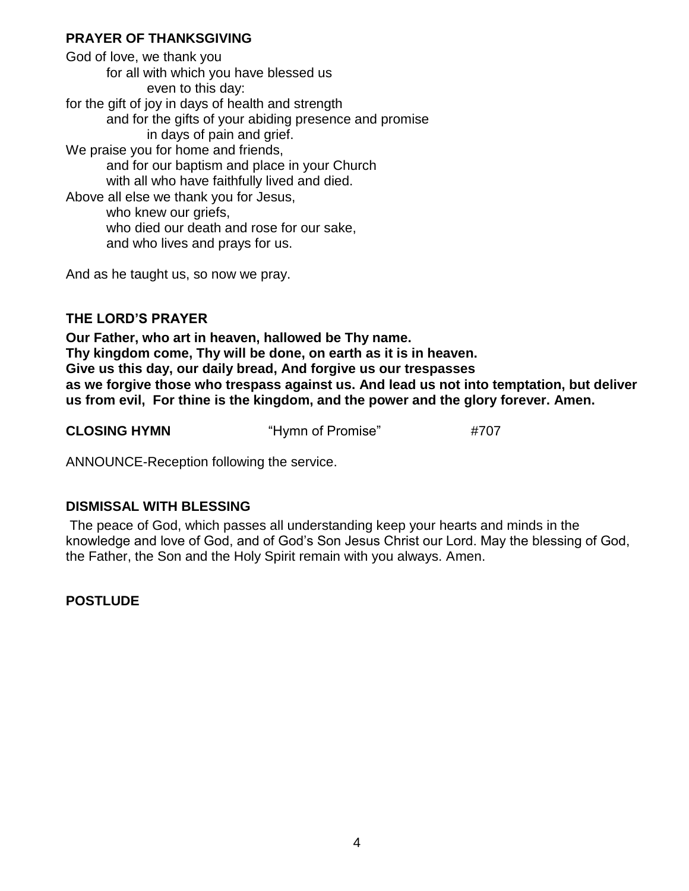**PRAYER OF THANKSGIVING**

God of love, we thank you
for all with which you have blessed us
even to this day:
for the gift of joy in days of health and strength
and for the gifts of your abiding presence and promise
in days of pain and grief.
We praise you for home and friends,
and for our baptism and place in your Church
with all who have faithfully lived and died.
Above all else we thank you for Jesus,
who knew our griefs,
who died our death and rose for our sake,
and who lives and prays for us.

And as he taught us, so now we pray.

**THE LORD'S PRAYER**

**Our Father, who art in heaven, hallowed be Thy name.**
**Thy kingdom come, Thy will be done, on earth as it is in heaven.**
**Give us this day, our daily bread, And forgive us our trespasses**
**as we forgive those who trespass against us. And lead us not into temptation, but deliver us from evil, For thine is the kingdom, and the power and the glory forever. Amen.**

**CLOSING HYMN** "Hymn of Promise" #707

ANNOUNCE-Reception following the service.

**DISMISSAL WITH BLESSING**

The peace of God, which passes all understanding keep your hearts and minds in the knowledge and love of God, and of God's Son Jesus Christ our Lord. May the blessing of God, the Father, the Son and the Holy Spirit remain with you always. Amen.

**POSTLUDE**